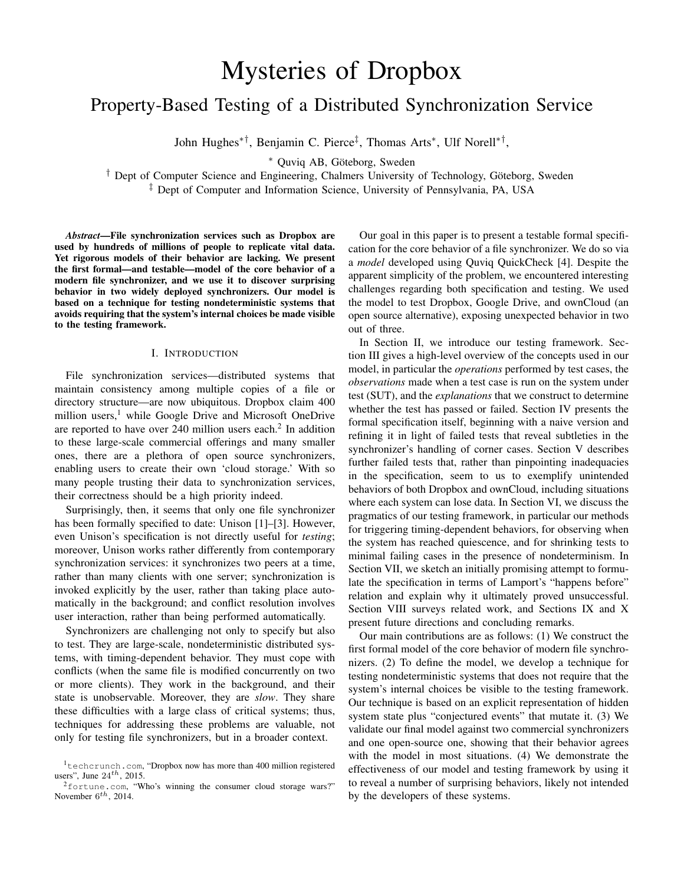# Mysteries of Dropbox

## Property-Based Testing of a Distributed Synchronization Service

John Hughes[∗†], Benjamin C. Pierce[‡], Thomas Arts[∗], Ulf Norell[∗†],

[∗] Quviq AB, Göteborg, Sweden

[†] Dept of Computer Science and Engineering, Chalmers University of Technology, Göteborg, Sweden

[‡] Dept of Computer and Information Science, University of Pennsylvania, PA, USA

***Abstract*—File synchronization services such as Dropbox are used by hundreds of millions of people to replicate vital data. Yet rigorous models of their behavior are lacking. We present the first formal—and testable—model of the core behavior of a modern file synchronizer, and we use it to discover surprising behavior in two widely deployed synchronizers. Our model is based on a technique for testing nondeterministic systems that avoids requiring that the system's internal choices be made visible to the testing framework.**

### I. Introduction

File synchronization services—distributed systems that maintain consistency among multiple copies of a file or directory structure—are now ubiquitous. Dropbox claim 400 million users,[1] while Google Drive and Microsoft OneDrive are reported to have over 240 million users each.[2] In addition to these large-scale commercial offerings and many smaller ones, there are a plethora of open source synchronizers, enabling users to create their own 'cloud storage.' With so many people trusting their data to synchronization services, their correctness should be a high priority indeed.

Surprisingly, then, it seems that only one file synchronizer has been formally specified to date: Unison [1]–[3]. However, even Unison's specification is not directly useful for *testing*; moreover, Unison works rather differently from contemporary synchronization services: it synchronizes two peers at a time, rather than many clients with one server; synchronization is invoked explicitly by the user, rather than taking place automatically in the background; and conflict resolution involves user interaction, rather than being performed automatically.

Synchronizers are challenging not only to specify but also to test. They are large-scale, nondeterministic distributed systems, with timing-dependent behavior. They must cope with conflicts (when the same file is modified concurrently on two or more clients). They work in the background, and their state is unobservable. Moreover, they are *slow*. They share these difficulties with a large class of critical systems; thus, techniques for addressing these problems are valuable, not only for testing file synchronizers, but in a broader context.

[1] techcrunch.com, "Dropbox now has more than 400 million registered users", June $24^{th}$, 2015.

[2] fortune.com, "Who's winning the consumer cloud storage wars?" November $6^{th}$, 2014.

Our goal in this paper is to present a testable formal specification for the core behavior of a file synchronizer. We do so via a *model* developed using Quviq QuickCheck [4]. Despite the apparent simplicity of the problem, we encountered interesting challenges regarding both specification and testing. We used the model to test Dropbox, Google Drive, and ownCloud (an open source alternative), exposing unexpected behavior in two out of three.

In Section II, we introduce our testing framework. Section III gives a high-level overview of the concepts used in our model, in particular the *operations* performed by test cases, the *observations* made when a test case is run on the system under test (SUT), and the *explanations* that we construct to determine whether the test has passed or failed. Section IV presents the formal specification itself, beginning with a naive version and refining it in light of failed tests that reveal subtleties in the synchronizer's handling of corner cases. Section V describes further failed tests that, rather than pinpointing inadequacies in the specification, seem to us to exemplify unintended behaviors of both Dropbox and ownCloud, including situations where each system can lose data. In Section VI, we discuss the pragmatics of our testing framework, in particular our methods for triggering timing-dependent behaviors, for observing when the system has reached quiescence, and for shrinking tests to minimal failing cases in the presence of nondeterminism. In Section VII, we sketch an initially promising attempt to formulate the specification in terms of Lamport's "happens before" relation and explain why it ultimately proved unsuccessful. Section VIII surveys related work, and Sections IX and X present future directions and concluding remarks.

Our main contributions are as follows: (1) We construct the first formal model of the core behavior of modern file synchronizers. (2) To define the model, we develop a technique for testing nondeterministic systems that does not require that the system's internal choices be visible to the testing framework. Our technique is based on an explicit representation of hidden system state plus "conjectured events" that mutate it. (3) We validate our final model against two commercial synchronizers and one open-source one, showing that their behavior agrees with the model in most situations. (4) We demonstrate the effectiveness of our model and testing framework by using it to reveal a number of surprising behaviors, likely not intended by the developers of these systems.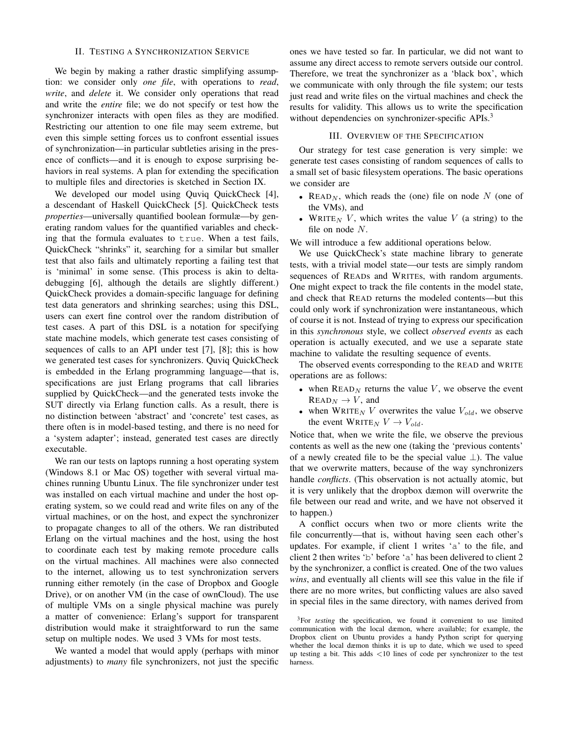## II. Testing a Synchronization Service

We begin by making a rather drastic simplifying assumption: we consider only *one file*, with operations to *read*, *write*, and *delete* it. We consider only operations that read and write the *entire* file; we do not specify or test how the synchronizer interacts with open files as they are modified. Restricting our attention to one file may seem extreme, but even this simple setting forces us to confront essential issues of synchronization—in particular subtleties arising in the presence of conflicts—and it is enough to expose surprising behaviors in real systems. A plan for extending the specification to multiple files and directories is sketched in Section IX.

We developed our model using Quviq QuickCheck [4], a descendant of Haskell QuickCheck [5]. QuickCheck tests *properties*—universally quantified boolean formulæ—by generating random values for the quantified variables and checking that the formula evaluates to `true`. When a test fails, QuickCheck "shrinks" it, searching for a similar but smaller test that also fails and ultimately reporting a failing test that is 'minimal' in some sense. (This process is akin to delta-debugging [6], although the details are slightly different.) QuickCheck provides a domain-specific language for defining test data generators and shrinking searches; using this DSL, users can exert fine control over the random distribution of test cases. A part of this DSL is a notation for specifying state machine models, which generate test cases consisting of sequences of calls to an API under test [7], [8]; this is how we generated test cases for synchronizers. Quviq QuickCheck is embedded in the Erlang programming language—that is, specifications are just Erlang programs that call libraries supplied by QuickCheck—and the generated tests invoke the SUT directly via Erlang function calls. As a result, there is no distinction between 'abstract' and 'concrete' test cases, as there often is in model-based testing, and there is no need for a 'system adapter'; instead, generated test cases are directly executable.

We ran our tests on laptops running a host operating system (Windows 8.1 or Mac OS) together with several virtual machines running Ubuntu Linux. The file synchronizer under test was installed on each virtual machine and under the host operating system, so we could read and write files on any of the virtual machines, or on the host, and expect the synchronizer to propagate changes to all of the others. We ran distributed Erlang on the virtual machines and the host, using the host to coordinate each test by making remote procedure calls on the virtual machines. All machines were also connected to the internet, allowing us to test synchronization servers running either remotely (in the case of Dropbox and Google Drive), or on another VM (in the case of ownCloud). The use of multiple VMs on a single physical machine was purely a matter of convenience: Erlang's support for transparent distribution would make it straightforward to run the same setup on multiple nodes. We used 3 VMs for most tests.

We wanted a model that would apply (perhaps with minor adjustments) to *many* file synchronizers, not just the specific ones we have tested so far. In particular, we did not want to assume any direct access to remote servers outside our control. Therefore, we treat the synchronizer as a 'black box', which we communicate with only through the file system; our tests just read and write files on the virtual machines and check the results for validity. This allows us to write the specification without dependencies on synchronizer-specific APIs.[3]

## III. Overview of the Specification

Our strategy for test case generation is very simple: we generate test cases consisting of random sequences of calls to a small set of basic filesystem operations. The basic operations we consider are

- $\text{READ}_N$, which reads the (one) file on node $N$ (one of the VMs), and
- $\text{WRITE}_N\ V$, which writes the value $V$ (a string) to the file on node $N$.

We will introduce a few additional operations below.

We use QuickCheck's state machine library to generate tests, with a trivial model state—our tests are simply random sequences of READs and WRITEs, with random arguments. One might expect to track the file contents in the model state, and check that READ returns the modeled contents—but this could only work if synchronization were instantaneous, which of course it is not. Instead of trying to express our specification in this *synchronous* style, we collect *observed events* as each operation is actually executed, and we use a separate state machine to validate the resulting sequence of events.

The observed events corresponding to the READ and WRITE operations are as follows:

- when $\text{READ}_N$ returns the value $V$, we observe the event $\text{READ}_N \rightarrow V$, and
- when $\text{WRITE}_N\ V$ overwrites the value $V_{old}$, we observe the event $\text{WRITE}_N\ V \rightarrow V_{old}$.

Notice that, when we write the file, we observe the previous contents as well as the new one (taking the 'previous contents' of a newly created file to be the special value $\bot$). The value that we overwrite matters, because of the way synchronizers handle *conflicts*. (This observation is not actually atomic, but it is very unlikely that the dropbox dæmon will overwrite the file between our read and write, and we have not observed it to happen.)

A conflict occurs when two or more clients write the file concurrently—that is, without having seen each other's updates. For example, if client 1 writes '`a`' to the file, and client 2 then writes '`b`' before '`a`' has been delivered to client 2 by the synchronizer, a conflict is created. One of the two values *wins*, and eventually all clients will see this value in the file if there are no more writes, but conflicting values are also saved in special files in the same directory, with names derived from

[3] For *testing* the specification, we found it convenient to use limited communication with the local dæmon, where available; for example, the Dropbox client on Ubuntu provides a handy Python script for querying whether the local dæmon thinks it is up to date, which we used to speed up testing a bit. This adds <10 lines of code per synchronizer to the test harness.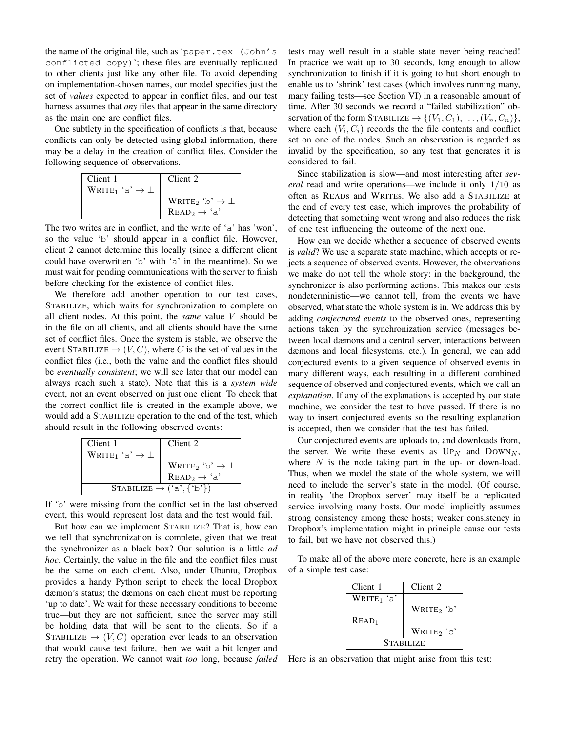the name of the original file, such as 'paper.tex (John's conflicted copy)'; these files are eventually replicated to other clients just like any other file. To avoid depending on implementation-chosen names, our model specifies just the set of *values* expected to appear in conflict files, and our test harness assumes that *any* files that appear in the same directory as the main one are conflict files.

One subtlety in the specification of conflicts is that, because conflicts can only be detected using global information, there may be a delay in the creation of conflict files. Consider the following sequence of observations.

| Client 1 | Client 2 |
|---|---|
| $\text{WRITE}_1$ 'a' $\to \bot$ | |
| | $\text{WRITE}_2$ 'b' $\to \bot$ |
| | $\text{READ}_2 \to$ 'a' |

The two writes are in conflict, and the write of 'a' has 'won', so the value 'b' should appear in a conflict file. However, client 2 cannot determine this locally (since a different client could have overwritten 'b' with 'a' in the meantime). So we must wait for pending communications with the server to finish before checking for the existence of conflict files.

We therefore add another operation to our test cases, STABILIZE, which waits for synchronization to complete on all client nodes. At this point, the *same* value $V$ should be in the file on all clients, and all clients should have the same set of conflict files. Once the system is stable, we observe the event $\text{STABILIZE} \to (V, C)$, where $C$ is the set of values in the conflict files (i.e., both the value and the conflict files should be *eventually consistent*; we will see later that our model can always reach such a state). Note that this is a *system wide* event, not an event observed on just one client. To check that the correct conflict file is created in the example above, we would add a STABILIZE operation to the end of the test, which should result in the following observed events:

| Client 1 | Client 2 |
|---|---|
| $\text{WRITE}_1$ 'a' $\to \bot$ | |
| | $\text{WRITE}_2$ 'b' $\to \bot$ |
| | $\text{READ}_2 \to$ 'a' |
| $\text{STABILIZE} \to$ ('a', {'b'}) | |

If 'b' were missing from the conflict set in the last observed event, this would represent lost data and the test would fail.

But how can we implement STABILIZE? That is, how can we tell that synchronization is complete, given that we treat the synchronizer as a black box? Our solution is a little *ad hoc*. Certainly, the value in the file and the conflict files must be the same on each client. Also, under Ubuntu, Dropbox provides a handy Python script to check the local Dropbox dæmon's status; the dæmons on each client must be reporting 'up to date'. We wait for these necessary conditions to become true—but they are not sufficient, since the server may still be holding data that will be sent to the clients. So if a $\text{STABILIZE} \to (V, C)$ operation ever leads to an observation that would cause test failure, then we wait a bit longer and retry the operation. We cannot wait *too* long, because *failed* tests may well result in a stable state never being reached! In practice we wait up to 30 seconds, long enough to allow synchronization to finish if it is going to but short enough to enable us to 'shrink' test cases (which involves running many, many failing tests—see Section VI) in a reasonable amount of time. After 30 seconds we record a "failed stabilization" observation of the form $\text{STABILIZE} \to \{(V_1, C_1), \ldots, (V_n, C_n)\}$, where each $(V_i, C_i)$ records the the file contents and conflict set on one of the nodes. Such an observation is regarded as invalid by the specification, so any test that generates it is considered to fail.

Since stabilization is slow—and most interesting after *several* read and write operations—we include it only $1/10$ as often as READs and WRITEs. We also add a STABILIZE at the end of every test case, which improves the probability of detecting that something went wrong and also reduces the risk of one test influencing the outcome of the next one.

How can we decide whether a sequence of observed events is *valid*? We use a separate state machine, which accepts or rejects a sequence of observed events. However, the observations we make do not tell the whole story: in the background, the synchronizer is also performing actions. This makes our tests nondeterministic—we cannot tell, from the events we have observed, what state the whole system is in. We address this by adding *conjectured events* to the observed ones, representing actions taken by the synchronization service (messages between local dæmons and a central server, interactions between dæmons and local filesystems, etc.). In general, we can add conjectured events to a given sequence of observed events in many different ways, each resulting in a different combined sequence of observed and conjectured events, which we call an *explanation*. If any of the explanations is accepted by our state machine, we consider the test to have passed. If there is no way to insert conjectured events so the resulting explanation is accepted, then we consider that the test has failed.

Our conjectured events are uploads to, and downloads from, the server. We write these events as $\text{UP}_N$ and $\text{DOWN}_N$, where $N$ is the node taking part in the up- or down-load. Thus, when we model the state of the whole system, we will need to include the server's state in the model. (Of course, in reality 'the Dropbox server' may itself be a replicated service involving many hosts. Our model implicitly assumes strong consistency among these hosts; weaker consistency in Dropbox's implementation might in principle cause our tests to fail, but we have not observed this.)

To make all of the above more concrete, here is an example of a simple test case:

| Client 1 | Client 2 |
|---|---|
| $\text{WRITE}_1$ 'a' | |
| | $\text{WRITE}_2$ 'b' |
| $\text{READ}_1$ | |
| | $\text{WRITE}_2$ 'c' |
| STABILIZE | |

Here is an observation that might arise from this test: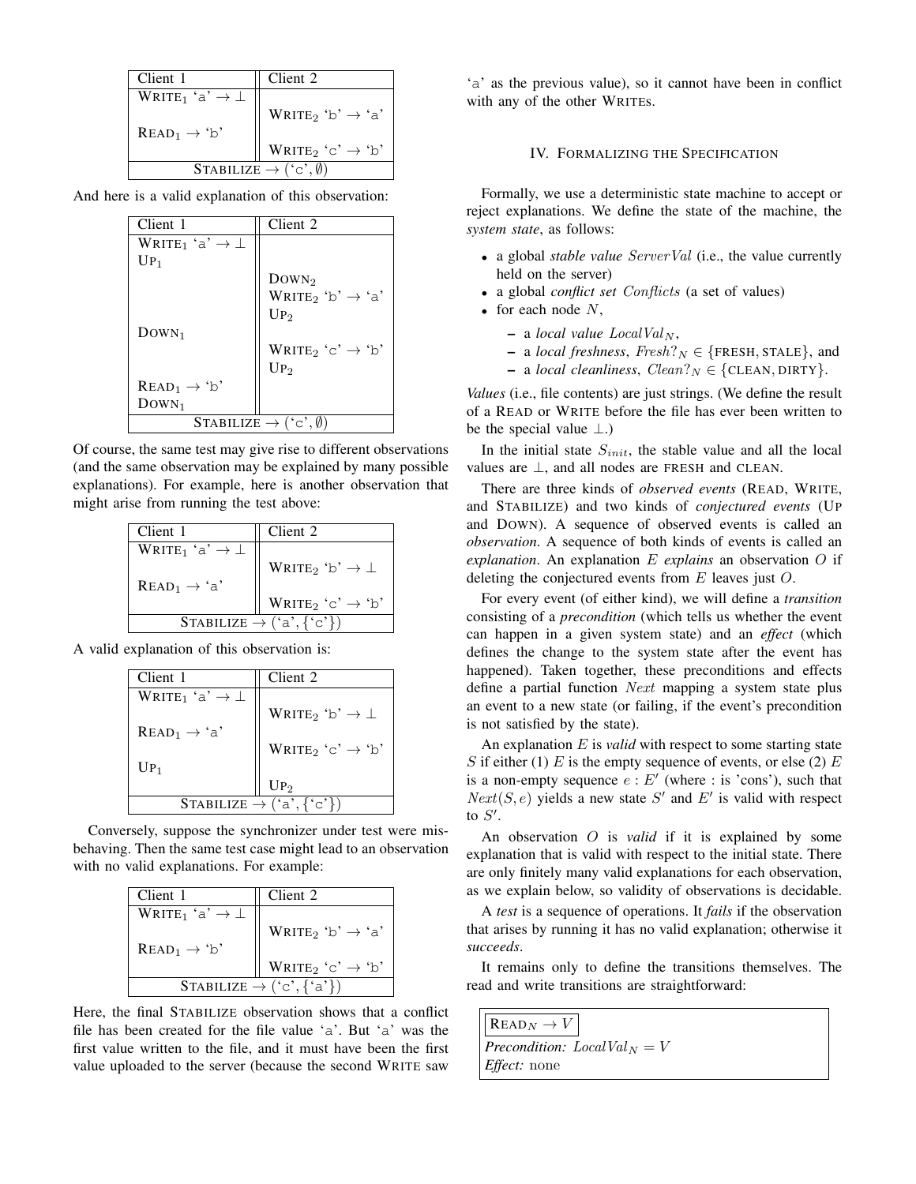| Client 1 | Client 2 |
|---|---|
| $\text{WRITE}_1$ ‘a’ $\rightarrow \perp$ | |
| | $\text{WRITE}_2$ ‘b’ $\rightarrow$ ‘a’ |
| $\text{READ}_1 \rightarrow$ ‘b’ | |
| | $\text{WRITE}_2$ ‘c’ $\rightarrow$ ‘b’ |
| STABILIZE $\rightarrow$ (‘c’, $\emptyset$) | |

And here is a valid explanation of this observation:

| Client 1 | Client 2 |
|---|---|
| $\text{WRITE}_1$ ‘a’ $\rightarrow \perp$ | |
| $\text{UP}_1$ | |
| | $\text{DOWN}_2$ |
| | $\text{WRITE}_2$ ‘b’ $\rightarrow$ ‘a’ |
| | $\text{UP}_2$ |
| $\text{DOWN}_1$ | |
| | $\text{WRITE}_2$ ‘c’ $\rightarrow$ ‘b’ |
| | $\text{UP}_2$ |
| $\text{READ}_1 \rightarrow$ ‘b’ | |
| $\text{DOWN}_1$ | |
| STABILIZE $\rightarrow$ (‘c’, $\emptyset$) | |

Of course, the same test may give rise to different observations (and the same observation may be explained by many possible explanations). For example, here is another observation that might arise from running the test above:

| Client 1 | Client 2 |
|---|---|
| $\text{WRITE}_1$ ‘a’ $\rightarrow \perp$ | |
| | $\text{WRITE}_2$ ‘b’ $\rightarrow \perp$ |
| $\text{READ}_1 \rightarrow$ ‘a’ | |
| | $\text{WRITE}_2$ ‘c’ $\rightarrow$ ‘b’ |
| STABILIZE $\rightarrow$ (‘a’, {‘c’}) | |

A valid explanation of this observation is:

| Client 1 | Client 2 |
|---|---|
| $\text{WRITE}_1$ ‘a’ $\rightarrow \perp$ | |
| | $\text{WRITE}_2$ ‘b’ $\rightarrow \perp$ |
| $\text{READ}_1 \rightarrow$ ‘a’ | |
| | $\text{WRITE}_2$ ‘c’ $\rightarrow$ ‘b’ |
| $\text{UP}_1$ | |
| | $\text{UP}_2$ |
| STABILIZE $\rightarrow$ (‘a’, {‘c’}) | |

Conversely, suppose the synchronizer under test were misbehaving. Then the same test case might lead to an observation with no valid explanations. For example:

| Client 1 | Client 2 |
|---|---|
| $\text{WRITE}_1$ ‘a’ $\rightarrow \perp$ | |
| | $\text{WRITE}_2$ ‘b’ $\rightarrow$ ‘a’ |
| $\text{READ}_1 \rightarrow$ ‘b’ | |
| | $\text{WRITE}_2$ ‘c’ $\rightarrow$ ‘b’ |
| STABILIZE $\rightarrow$ (‘c’, {‘a’}) | |

Here, the final STABILIZE observation shows that a conflict file has been created for the file value ‘a’. But ‘a’ was the first value written to the file, and it must have been the first value uploaded to the server (because the second WRITE saw ‘a’ as the previous value), so it cannot have been in conflict with any of the other WRITEs.

## IV. Formalizing the Specification

Formally, we use a deterministic state machine to accept or reject explanations. We define the state of the machine, the *system state*, as follows:

- a global *stable value* $ServerVal$ (i.e., the value currently held on the server)
- a global *conflict set* $Conflicts$ (a set of values)
- for each node $N$,
  - a *local value* $LocalVal_N$,
  - a *local freshness*, $Fresh?_N \in \{\text{FRESH}, \text{STALE}\}$, and
  - a *local cleanliness*, $Clean?_N \in \{\text{CLEAN}, \text{DIRTY}\}$.

*Values* (i.e., file contents) are just strings. (We define the result of a READ or WRITE before the file has ever been written to be the special value $\perp$.)

In the initial state $S_{init}$, the stable value and all the local values are $\perp$, and all nodes are FRESH and CLEAN.

There are three kinds of *observed events* (READ, WRITE, and STABILIZE) and two kinds of *conjectured events* (UP and DOWN). A sequence of observed events is called an *observation*. A sequence of both kinds of events is called an *explanation*. An explanation $E$ *explains* an observation $O$ if deleting the conjectured events from $E$ leaves just $O$.

For every event (of either kind), we will define a *transition* consisting of a *precondition* (which tells us whether the event can happen in a given system state) and an *effect* (which defines the change to the system state after the event has happened). Taken together, these preconditions and effects define a partial function $Next$ mapping a system state plus an event to a new state (or failing, if the event's precondition is not satisfied by the state).

An explanation $E$ is *valid* with respect to some starting state $S$ if either (1) $E$ is the empty sequence of events, or else (2) $E$ is a non-empty sequence $e : E'$ (where : is 'cons'), such that $Next(S, e)$ yields a new state $S'$ and $E'$ is valid with respect to $S'$.

An observation $O$ is *valid* if it is explained by some explanation that is valid with respect to the initial state. There are only finitely many valid explanations for each observation, as we explain below, so validity of observations is decidable.

A *test* is a sequence of operations. It *fails* if the observation that arises by running it has no valid explanation; otherwise it *succeeds*.

It remains only to define the transitions themselves. The read and write transitions are straightforward:

$\text{READ}_N \rightarrow V$

*Precondition:* $LocalVal_N = V$

*Effect:* none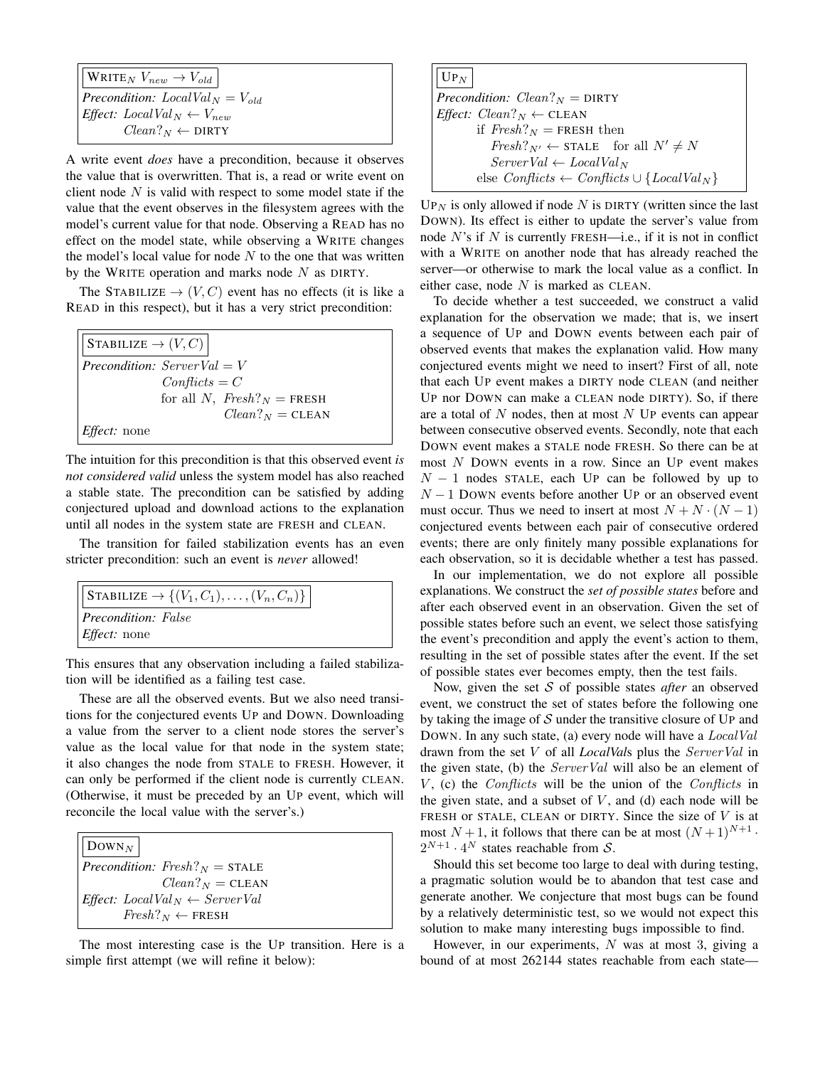```
WRITE_N V_new → V_old
Precondition: LocalVal_N = V_old
Effect: LocalVal_N ← V_new
        Clean?_N ← DIRTY
```

A write event *does* have a precondition, because it observes the value that is overwritten. That is, a read or write event on client node $N$ is valid with respect to some model state if the value that the event observes in the filesystem agrees with the model's current value for that node. Observing a READ has no effect on the model state, while observing a WRITE changes the model's local value for node $N$ to the one that was written by the WRITE operation and marks node $N$ as DIRTY.

The STABILIZE $\rightarrow (V, C)$ event has no effects (it is like a READ in this respect), but it has a very strict precondition:

```
STABILIZE → (V, C)
Precondition: ServerVal = V
              Conflicts = C
              for all N, Fresh?_N = FRESH
                         Clean?_N = CLEAN
Effect: none
```

The intuition for this precondition is that this observed event *is not considered valid* unless the system model has also reached a stable state. The precondition can be satisfied by adding conjectured upload and download actions to the explanation until all nodes in the system state are FRESH and CLEAN.

The transition for failed stabilization events has an even stricter precondition: such an event is *never* allowed!

```
STABILIZE → {(V_1, C_1), ..., (V_n, C_n)}
Precondition: False
Effect: none
```

This ensures that any observation including a failed stabilization will be identified as a failing test case.

These are all the observed events. But we also need transitions for the conjectured events UP and DOWN. Downloading a value from the server to a client node stores the server's value as the local value for that node in the system state; it also changes the node from STALE to FRESH. However, it can only be performed if the client node is currently CLEAN. (Otherwise, it must be preceded by an UP event, which will reconcile the local value with the server's.)

```
DOWN_N
Precondition: Fresh?_N = STALE
              Clean?_N = CLEAN
Effect: LocalVal_N ← ServerVal
        Fresh?_N ← FRESH
```

The most interesting case is the UP transition. Here is a simple first attempt (we will refine it below):

```
UP_N
Precondition: Clean?_N = DIRTY
Effect: Clean?_N ← CLEAN
        if Fresh?_N = FRESH then
           Fresh?_N' ← STALE   for all N' ≠ N
           ServerVal ← LocalVal_N
        else Conflicts ← Conflicts ∪ {LocalVal_N}
```

$\text{UP}_N$ is only allowed if node $N$ is DIRTY (written since the last DOWN). Its effect is either to update the server's value from node $N$'s if $N$ is currently FRESH—i.e., if it is not in conflict with a WRITE on another node that has already reached the server—or otherwise to mark the local value as a conflict. In either case, node $N$ is marked as CLEAN.

To decide whether a test succeeded, we construct a valid explanation for the observation we made; that is, we insert a sequence of UP and DOWN events between each pair of observed events that makes the explanation valid. How many conjectured events might we need to insert? First of all, note that each UP event makes a DIRTY node CLEAN (and neither UP nor DOWN can make a CLEAN node DIRTY). So, if there are a total of $N$ nodes, then at most $N$ UP events can appear between consecutive observed events. Secondly, note that each DOWN event makes a STALE node FRESH. So there can be at most $N$ DOWN events in a row. Since an UP event makes $N-1$ nodes STALE, each UP can be followed by up to $N-1$ DOWN events before another UP or an observed event must occur. Thus we need to insert at most $N + N \cdot (N-1)$ conjectured events between each pair of consecutive ordered events; there are only finitely many possible explanations for each observation, so it is decidable whether a test has passed.

In our implementation, we do not explore all possible explanations. We construct the *set of possible states* before and after each observed event in an observation. Given the set of possible states before such an event, we select those satisfying the event's precondition and apply the event's action to them, resulting in the set of possible states after the event. If the set of possible states ever becomes empty, then the test fails.

Now, given the set $\mathcal{S}$ of possible states *after* an observed event, we construct the set of states before the following one by taking the image of $\mathcal{S}$ under the transitive closure of UP and DOWN. In any such state, (a) every node will have a $\mathit{LocalVal}$ drawn from the set $V$ of all *LocalVal*s plus the $\mathit{ServerVal}$ in the given state, (b) the $\mathit{ServerVal}$ will also be an element of $V$, (c) the $\mathit{Conflicts}$ will be the union of the $\mathit{Conflicts}$ in the given state, and a subset of $V$, and (d) each node will be FRESH or STALE, CLEAN or DIRTY. Since the size of $V$ is at most $N+1$, it follows that there can be at most $(N+1)^{N+1} \cdot 2^{N+1} \cdot 4^N$ states reachable from $\mathcal{S}$.

Should this set become too large to deal with during testing, a pragmatic solution would be to abandon that test case and generate another. We conjecture that most bugs can be found by a relatively deterministic test, so we would not expect this solution to make many interesting bugs impossible to find.

However, in our experiments, $N$ was at most 3, giving a bound of at most 262144 states reachable from each state—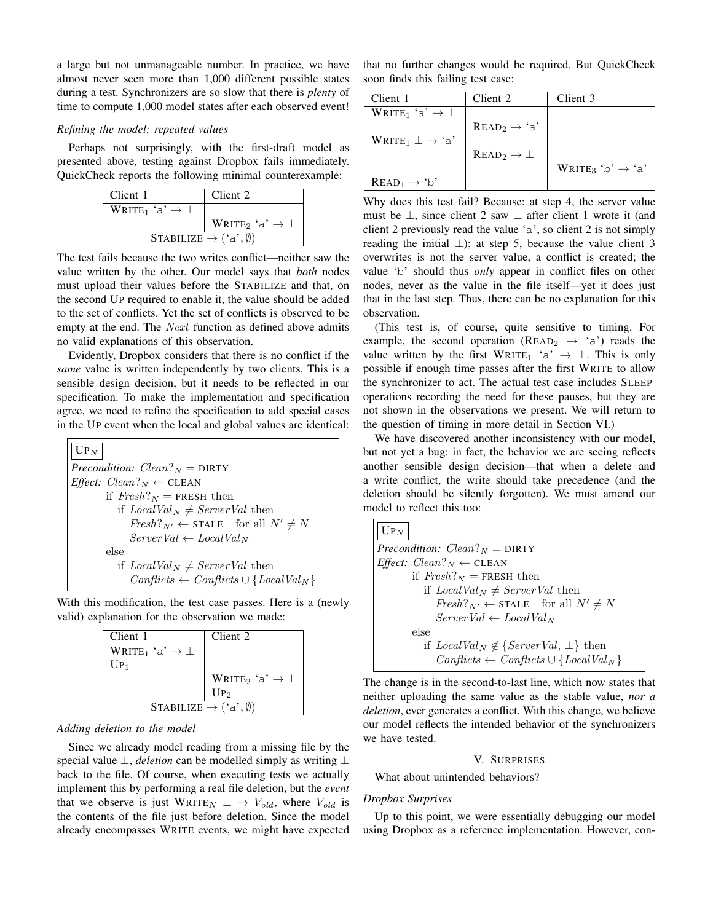a large but not unmanageable number. In practice, we have almost never seen more than 1,000 different possible states during a test. Synchronizers are so slow that there is *plenty* of time to compute 1,000 model states after each observed event!

*Refining the model: repeated values*

Perhaps not surprisingly, with the first-draft model as presented above, testing against Dropbox fails immediately. QuickCheck reports the following minimal counterexample:

| Client 1 | Client 2 |
|---|---|
| WRITE$_1$ ‘a’ $\rightarrow \bot$ | |
| | WRITE$_2$ ‘a’ $\rightarrow \bot$ |
| STABILIZE $\rightarrow$ (‘a’, $\emptyset$) | |

The test fails because the two writes conflict—neither saw the value written by the other. Our model says that *both* nodes must upload their values before the STABILIZE and that, on the second UP required to enable it, the value should be added to the set of conflicts. Yet the set of conflicts is observed to be empty at the end. The $Next$ function as defined above admits no valid explanations of this observation.

Evidently, Dropbox considers that there is no conflict if the *same* value is written independently by two clients. This is a sensible design decision, but it needs to be reflected in our specification. To make the implementation and specification agree, we need to refine the specification to add special cases in the UP event when the local and global values are identical:

> **UP$_N$**
> *Precondition:* $Clean?_N =$ DIRTY
> *Effect:* $Clean?_N \leftarrow$ CLEAN
> &nbsp;&nbsp;&nbsp;&nbsp;if $Fresh?_N =$ FRESH then
> &nbsp;&nbsp;&nbsp;&nbsp;&nbsp;&nbsp;&nbsp;&nbsp;if $LocalVal_N \neq ServerVal$ then
> &nbsp;&nbsp;&nbsp;&nbsp;&nbsp;&nbsp;&nbsp;&nbsp;&nbsp;&nbsp;&nbsp;&nbsp;$Fresh?_{N'} \leftarrow$ STALE &nbsp;&nbsp; for all $N' \neq N$
> &nbsp;&nbsp;&nbsp;&nbsp;&nbsp;&nbsp;&nbsp;&nbsp;&nbsp;&nbsp;&nbsp;&nbsp;$ServerVal \leftarrow LocalVal_N$
> &nbsp;&nbsp;&nbsp;&nbsp;else
> &nbsp;&nbsp;&nbsp;&nbsp;&nbsp;&nbsp;&nbsp;&nbsp;if $LocalVal_N \neq ServerVal$ then
> &nbsp;&nbsp;&nbsp;&nbsp;&nbsp;&nbsp;&nbsp;&nbsp;&nbsp;&nbsp;&nbsp;&nbsp;$Conflicts \leftarrow Conflicts \cup \{LocalVal_N\}$

With this modification, the test case passes. Here is a (newly valid) explanation for the observation we made:

| Client 1 | Client 2 |
|---|---|
| WRITE$_1$ ‘a’ $\rightarrow \bot$ | |
| UP$_1$ | |
| | WRITE$_2$ ‘a’ $\rightarrow \bot$ |
| | UP$_2$ |
| STABILIZE $\rightarrow$ (‘a’, $\emptyset$) | |

*Adding deletion to the model*

Since we already model reading from a missing file by the special value $\bot$, *deletion* can be modelled simply as writing $\bot$ back to the file. Of course, when executing tests we actually implement this by performing a real file deletion, but the *event* that we observe is just WRITE$_N$ $\bot \rightarrow V_{old}$, where $V_{old}$ is the contents of the file just before deletion. Since the model already encompasses WRITE events, we might have expected that no further changes would be required. But QuickCheck soon finds this failing test case:

| Client 1 | Client 2 | Client 3 |
|---|---|---|
| WRITE$_1$ ‘a’ $\rightarrow \bot$ | | |
| | READ$_2$ $\rightarrow$ ‘a’ | |
| WRITE$_1$ $\bot \rightarrow$ ‘a’ | | |
| | READ$_2$ $\rightarrow \bot$ | |
| | | WRITE$_3$ ‘b’ $\rightarrow$ ‘a’ |
| READ$_1$ $\rightarrow$ ‘b’ | | |

Why does this test fail? Because: at step 4, the server value must be $\bot$, since client 2 saw $\bot$ after client 1 wrote it (and client 2 previously read the value ‘a’, so client 2 is not simply reading the initial $\bot$); at step 5, because the value client 3 overwrites is not the server value, a conflict is created; the value ‘b’ should thus *only* appear in conflict files on other nodes, never as the value in the file itself—yet it does just that in the last step. Thus, there can be no explanation for this observation.

(This test is, of course, quite sensitive to timing. For example, the second operation (READ$_2$ $\rightarrow$ ‘a’) reads the value written by the first WRITE$_1$ ‘a’ $\rightarrow \bot$. This is only possible if enough time passes after the first WRITE to allow the synchronizer to act. The actual test case includes SLEEP operations recording the need for these pauses, but they are not shown in the observations we present. We will return to the question of timing in more detail in Section VI.)

We have discovered another inconsistency with our model, but not yet a bug: in fact, the behavior we are seeing reflects another sensible design decision—that when a delete and a write conflict, the write should take precedence (and the deletion should be silently forgotten). We must amend our model to reflect this too:

> **UP$_N$**
> *Precondition:* $Clean?_N =$ DIRTY
> *Effect:* $Clean?_N \leftarrow$ CLEAN
> &nbsp;&nbsp;&nbsp;&nbsp;if $Fresh?_N =$ FRESH then
> &nbsp;&nbsp;&nbsp;&nbsp;&nbsp;&nbsp;&nbsp;&nbsp;if $LocalVal_N \neq ServerVal$ then
> &nbsp;&nbsp;&nbsp;&nbsp;&nbsp;&nbsp;&nbsp;&nbsp;&nbsp;&nbsp;&nbsp;&nbsp;$Fresh?_{N'} \leftarrow$ STALE &nbsp;&nbsp; for all $N' \neq N$
> &nbsp;&nbsp;&nbsp;&nbsp;&nbsp;&nbsp;&nbsp;&nbsp;&nbsp;&nbsp;&nbsp;&nbsp;$ServerVal \leftarrow LocalVal_N$
> &nbsp;&nbsp;&nbsp;&nbsp;else
> &nbsp;&nbsp;&nbsp;&nbsp;&nbsp;&nbsp;&nbsp;&nbsp;if $LocalVal_N \notin \{ServerVal, \bot\}$ then
> &nbsp;&nbsp;&nbsp;&nbsp;&nbsp;&nbsp;&nbsp;&nbsp;&nbsp;&nbsp;&nbsp;&nbsp;$Conflicts \leftarrow Conflicts \cup \{LocalVal_N\}$

The change is in the second-to-last line, which now states that neither uploading the same value as the stable value, *nor a deletion*, ever generates a conflict. With this change, we believe our model reflects the intended behavior of the synchronizers we have tested.

## V. SURPRISES

What about unintended behaviors?

*Dropbox Surprises*

Up to this point, we were essentially debugging our model using Dropbox as a reference implementation. However, con-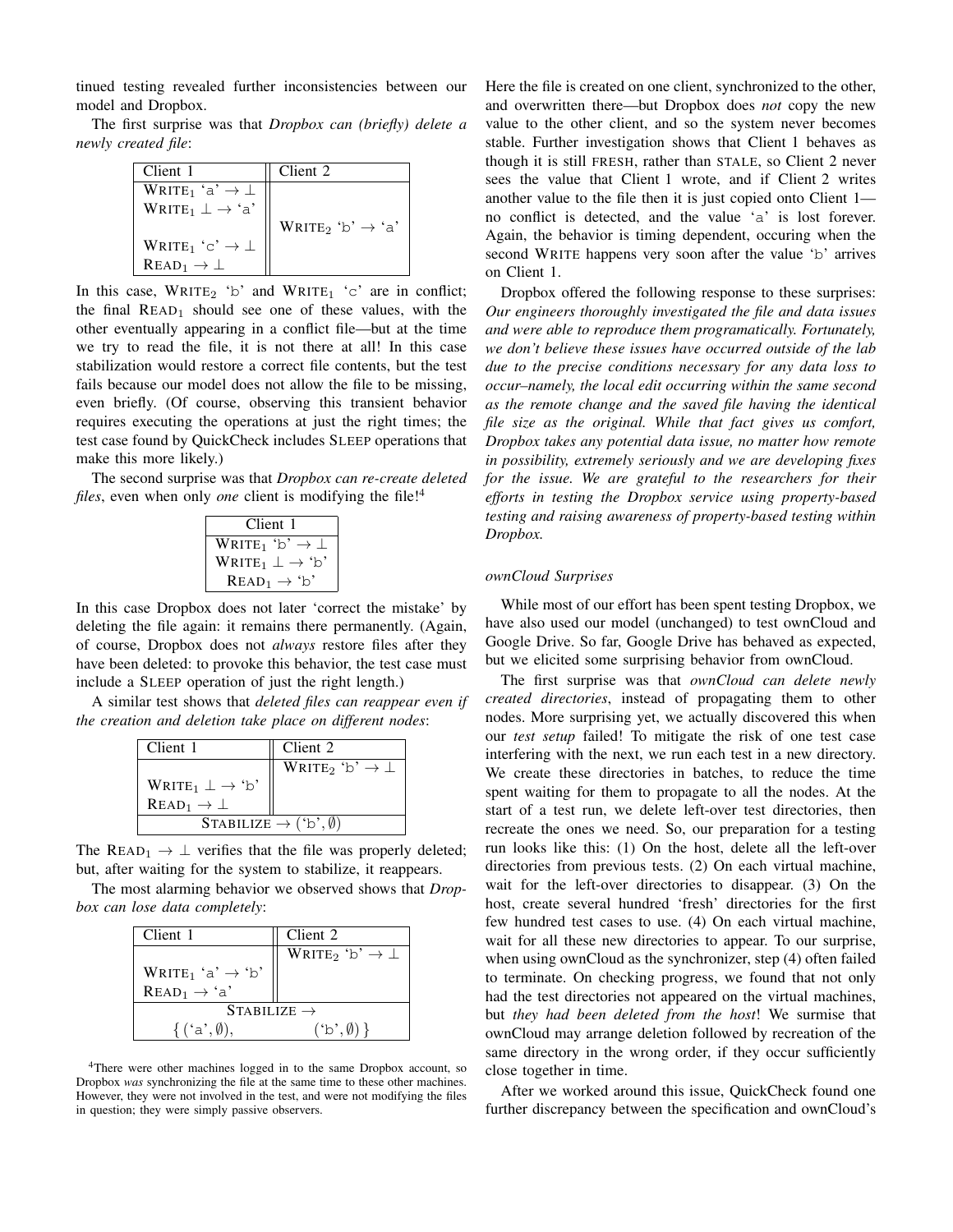tinued testing revealed further inconsistencies between our model and Dropbox.

The first surprise was that *Dropbox can (briefly) delete a newly created file*:

| Client 1 | Client 2 |
|---|---|
| WRITE$_1$ 'a' $\rightarrow \bot$ | |
| WRITE$_1$ $\bot \rightarrow$ 'a' | |
| | WRITE$_2$ 'b' $\rightarrow$ 'a' |
| WRITE$_1$ 'c' $\rightarrow \bot$ | |
| READ$_1$ $\rightarrow \bot$ | |

In this case, WRITE$_2$ 'b' and WRITE$_1$ 'c' are in conflict; the final READ$_1$ should see one of these values, with the other eventually appearing in a conflict file—but at the time we try to read the file, it is not there at all! In this case stabilization would restore a correct file contents, but the test fails because our model does not allow the file to be missing, even briefly. (Of course, observing this transient behavior requires executing the operations at just the right times; the test case found by QuickCheck includes SLEEP operations that make this more likely.)

The second surprise was that *Dropbox can re-create deleted files*, even when only *one* client is modifying the file![4]

| Client 1 |
|---|
| WRITE$_1$ 'b' $\rightarrow \bot$ |
| WRITE$_1$ $\bot \rightarrow$ 'b' |
| READ$_1$ $\rightarrow$ 'b' |

In this case Dropbox does not later 'correct the mistake' by deleting the file again: it remains there permanently. (Again, of course, Dropbox does not *always* restore files after they have been deleted: to provoke this behavior, the test case must include a SLEEP operation of just the right length.)

A similar test shows that *deleted files can reappear even if the creation and deletion take place on different nodes*:

| Client 1 | Client 2 |
|---|---|
| | WRITE$_2$ 'b' $\rightarrow \bot$ |
| WRITE$_1$ $\bot \rightarrow$ 'b' | |
| READ$_1$ $\rightarrow \bot$ | |
| STABILIZE $\rightarrow$ ('b', $\emptyset$) | |

The READ$_1$ $\rightarrow \bot$ verifies that the file was properly deleted; but, after waiting for the system to stabilize, it reappears.

The most alarming behavior we observed shows that *Dropbox can lose data completely*:

| Client 1 | Client 2 |
|---|---|
| | WRITE$_2$ 'b' $\rightarrow \bot$ |
| WRITE$_1$ 'a' $\rightarrow$ 'b' | |
| READ$_1$ $\rightarrow$ 'a' | |
| STABILIZE $\rightarrow$ { ('a', $\emptyset$), | ('b', $\emptyset$) } |

[4]There were other machines logged in to the same Dropbox account, so Dropbox *was* synchronizing the file at the same time to these other machines. However, they were not involved in the test, and were not modifying the files in question; they were simply passive observers.

Here the file is created on one client, synchronized to the other, and overwritten there—but Dropbox does *not* copy the new value to the other client, and so the system never becomes stable. Further investigation shows that Client 1 behaves as though it is still FRESH, rather than STALE, so Client 2 never sees the value that Client 1 wrote, and if Client 2 writes another value to the file then it is just copied onto Client 1—no conflict is detected, and the value 'a' is lost forever. Again, the behavior is timing dependent, occuring when the second WRITE happens very soon after the value 'b' arrives on Client 1.

Dropbox offered the following response to these surprises: *Our engineers thoroughly investigated the file and data issues and were able to reproduce them programatically. Fortunately, we don't believe these issues have occurred outside of the lab due to the precise conditions necessary for any data loss to occur–namely, the local edit occurring within the same second as the remote change and the saved file having the identical file size as the original. While that fact gives us comfort, Dropbox takes any potential data issue, no matter how remote in possibility, extremely seriously and we are developing fixes for the issue. We are grateful to the researchers for their efforts in testing the Dropbox service using property-based testing and raising awareness of property-based testing within Dropbox.*

### *ownCloud Surprises*

While most of our effort has been spent testing Dropbox, we have also used our model (unchanged) to test ownCloud and Google Drive. So far, Google Drive has behaved as expected, but we elicited some surprising behavior from ownCloud.

The first surprise was that *ownCloud can delete newly created directories*, instead of propagating them to other nodes. More surprising yet, we actually discovered this when our *test setup* failed! To mitigate the risk of one test case interfering with the next, we run each test in a new directory. We create these directories in batches, to reduce the time spent waiting for them to propagate to all the nodes. At the start of a test run, we delete left-over test directories, then recreate the ones we need. So, our preparation for a testing run looks like this: (1) On the host, delete all the left-over directories from previous tests. (2) On each virtual machine, wait for the left-over directories to disappear. (3) On the host, create several hundred 'fresh' directories for the first few hundred test cases to use. (4) On each virtual machine, wait for all these new directories to appear. To our surprise, when using ownCloud as the synchronizer, step (4) often failed to terminate. On checking progress, we found that not only had the test directories not appeared on the virtual machines, but *they had been deleted from the host*! We surmise that ownCloud may arrange deletion followed by recreation of the same directory in the wrong order, if they occur sufficiently close together in time.

After we worked around this issue, QuickCheck found one further discrepancy between the specification and ownCloud's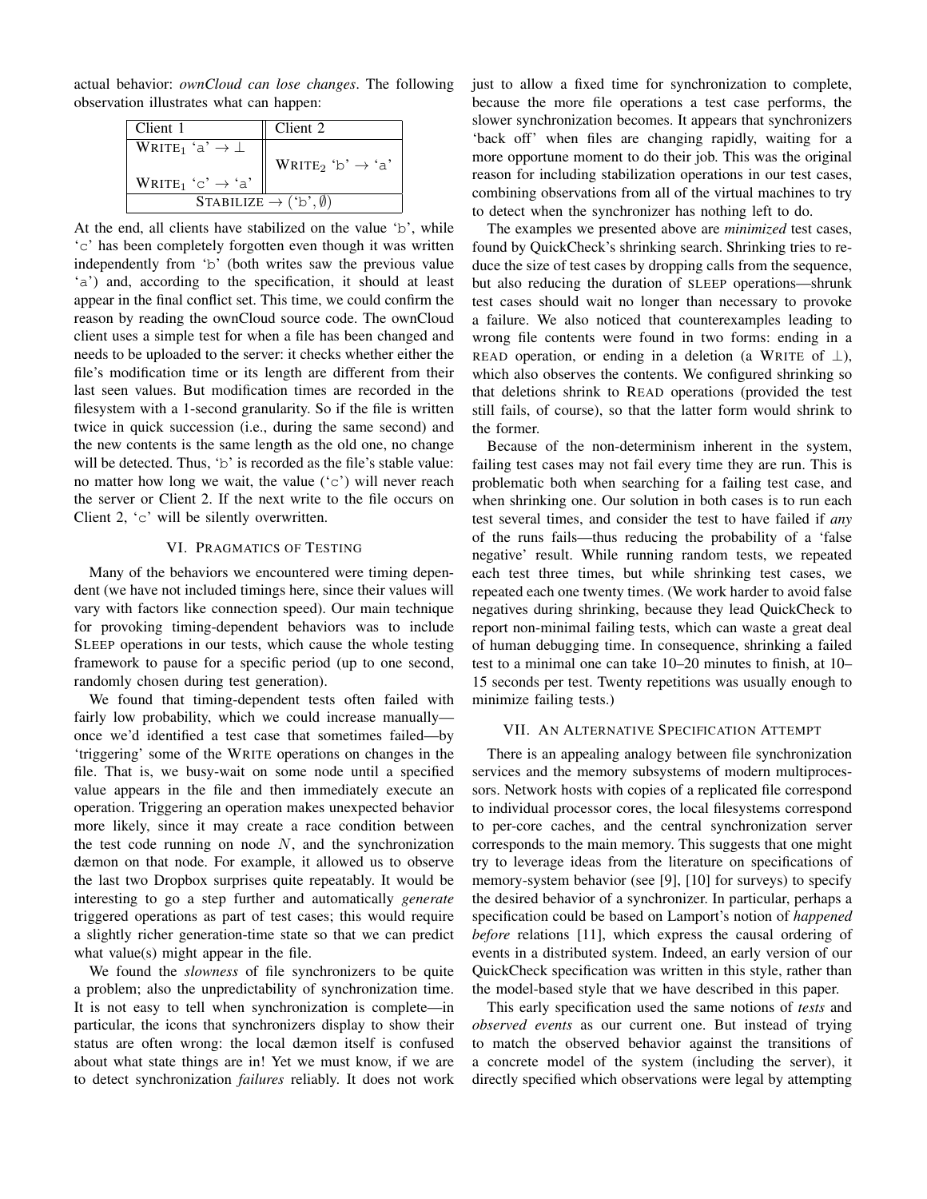actual behavior: *ownCloud can lose changes*. The following observation illustrates what can happen:

| Client 1 | Client 2 |
|---|---|
| WRITE$_1$ 'a' $\to \perp$ | |
| | WRITE$_2$ 'b' $\to$ 'a' |
| WRITE$_1$ 'c' $\to$ 'a' | |
| STABILIZE $\to$ ('b', $\emptyset$) | |

At the end, all clients have stabilized on the value 'b', while 'c' has been completely forgotten even though it was written independently from 'b' (both writes saw the previous value 'a') and, according to the specification, it should at least appear in the final conflict set. This time, we could confirm the reason by reading the ownCloud source code. The ownCloud client uses a simple test for when a file has been changed and needs to be uploaded to the server: it checks whether either the file's modification time or its length are different from their last seen values. But modification times are recorded in the filesystem with a 1-second granularity. So if the file is written twice in quick succession (i.e., during the same second) and the new contents is the same length as the old one, no change will be detected. Thus, 'b' is recorded as the file's stable value: no matter how long we wait, the value ('c') will never reach the server or Client 2. If the next write to the file occurs on Client 2, 'c' will be silently overwritten.

## VI. PRAGMATICS OF TESTING

Many of the behaviors we encountered were timing dependent (we have not included timings here, since their values will vary with factors like connection speed). Our main technique for provoking timing-dependent behaviors was to include SLEEP operations in our tests, which cause the whole testing framework to pause for a specific period (up to one second, randomly chosen during test generation).

We found that timing-dependent tests often failed with fairly low probability, which we could increase manually—once we'd identified a test case that sometimes failed—by 'triggering' some of the WRITE operations on changes in the file. That is, we busy-wait on some node until a specified value appears in the file and then immediately execute an operation. Triggering an operation makes unexpected behavior more likely, since it may create a race condition between the test code running on node $N$, and the synchronization dæmon on that node. For example, it allowed us to observe the last two Dropbox surprises quite repeatably. It would be interesting to go a step further and automatically *generate* triggered operations as part of test cases; this would require a slightly richer generation-time state so that we can predict what value(s) might appear in the file.

We found the *slowness* of file synchronizers to be quite a problem; also the unpredictability of synchronization time. It is not easy to tell when synchronization is complete—in particular, the icons that synchronizers display to show their status are often wrong: the local dæmon itself is confused about what state things are in! Yet we must know, if we are to detect synchronization *failures* reliably. It does not work just to allow a fixed time for synchronization to complete, because the more file operations a test case performs, the slower synchronization becomes. It appears that synchronizers 'back off' when files are changing rapidly, waiting for a more opportune moment to do their job. This was the original reason for including stabilization operations in our test cases, combining observations from all of the virtual machines to try to detect when the synchronizer has nothing left to do.

The examples we presented above are *minimized* test cases, found by QuickCheck's shrinking search. Shrinking tries to reduce the size of test cases by dropping calls from the sequence, but also reducing the duration of SLEEP operations—shrunk test cases should wait no longer than necessary to provoke a failure. We also noticed that counterexamples leading to wrong file contents were found in two forms: ending in a READ operation, or ending in a deletion (a WRITE of $\perp$), which also observes the contents. We configured shrinking so that deletions shrink to READ operations (provided the test still fails, of course), so that the latter form would shrink to the former.

Because of the non-determinism inherent in the system, failing test cases may not fail every time they are run. This is problematic both when searching for a failing test case, and when shrinking one. Our solution in both cases is to run each test several times, and consider the test to have failed if *any* of the runs fails—thus reducing the probability of a 'false negative' result. While running random tests, we repeated each test three times, but while shrinking test cases, we repeated each one twenty times. (We work harder to avoid false negatives during shrinking, because they lead QuickCheck to report non-minimal failing tests, which can waste a great deal of human debugging time. In consequence, shrinking a failed test to a minimal one can take 10–20 minutes to finish, at 10–15 seconds per test. Twenty repetitions was usually enough to minimize failing tests.)

## VII. AN ALTERNATIVE SPECIFICATION ATTEMPT

There is an appealing analogy between file synchronization services and the memory subsystems of modern multiprocessors. Network hosts with copies of a replicated file correspond to individual processor cores, the local filesystems correspond to per-core caches, and the central synchronization server corresponds to the main memory. This suggests that one might try to leverage ideas from the literature on specifications of memory-system behavior (see [9], [10] for surveys) to specify the desired behavior of a synchronizer. In particular, perhaps a specification could be based on Lamport's notion of *happened before* relations [11], which express the causal ordering of events in a distributed system. Indeed, an early version of our QuickCheck specification was written in this style, rather than the model-based style that we have described in this paper.

This early specification used the same notions of *tests* and *observed events* as our current one. But instead of trying to match the observed behavior against the transitions of a concrete model of the system (including the server), it directly specified which observations were legal by attempting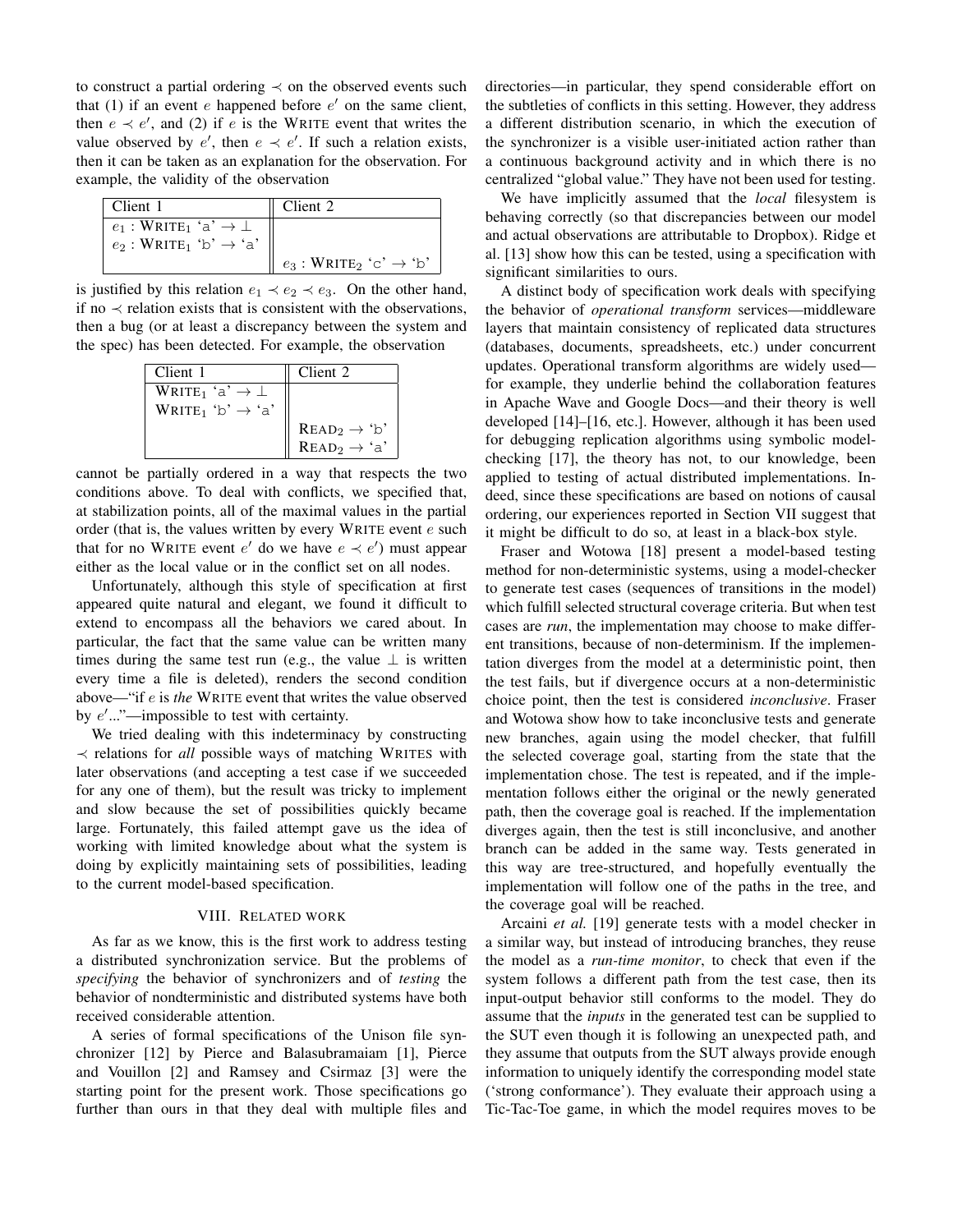to construct a partial ordering $\prec$ on the observed events such that (1) if an event $e$ happened before $e'$ on the same client, then $e \prec e'$, and (2) if $e$ is the WRITE event that writes the value observed by $e'$, then $e \prec e'$. If such a relation exists, then it can be taken as an explanation for the observation. For example, the validity of the observation

| Client 1 | Client 2 |
| --- | --- |
| $e_1$ : WRITE$_1$ 'a' $\rightarrow \bot$ | |
| $e_2$ : WRITE$_1$ 'b' $\rightarrow$ 'a' | |
| | $e_3$ : WRITE$_2$ 'c' $\rightarrow$ 'b' |

is justified by this relation $e_1 \prec e_2 \prec e_3$. On the other hand, if no $\prec$ relation exists that is consistent with the observations, then a bug (or at least a discrepancy between the system and the spec) has been detected. For example, the observation

| Client 1 | Client 2 |
| --- | --- |
| WRITE$_1$ 'a' $\rightarrow \bot$ | |
| WRITE$_1$ 'b' $\rightarrow$ 'a' | |
| | READ$_2$ $\rightarrow$ 'b' |
| | READ$_2$ $\rightarrow$ 'a' |

cannot be partially ordered in a way that respects the two conditions above. To deal with conflicts, we specified that, at stabilization points, all of the maximal values in the partial order (that is, the values written by every WRITE event $e$ such that for no WRITE event $e'$ do we have $e \prec e'$) must appear either as the local value or in the conflict set on all nodes.

Unfortunately, although this style of specification at first appeared quite natural and elegant, we found it difficult to extend to encompass all the behaviors we cared about. In particular, the fact that the same value can be written many times during the same test run (e.g., the value $\bot$ is written every time a file is deleted), renders the second condition above—"if $e$ is *the* WRITE event that writes the value observed by $e'$..."—impossible to test with certainty.

We tried dealing with this indeterminacy by constructing $\prec$ relations for *all* possible ways of matching WRITES with later observations (and accepting a test case if we succeeded for any one of them), but the result was tricky to implement and slow because the set of possibilities quickly became large. Fortunately, this failed attempt gave us the idea of working with limited knowledge about what the system is doing by explicitly maintaining sets of possibilities, leading to the current model-based specification.

## VIII. RELATED WORK

As far as we know, this is the first work to address testing a distributed synchronization service. But the problems of *specifying* the behavior of synchronizers and of *testing* the behavior of nondterministic and distributed systems have both received considerable attention.

A series of formal specifications of the Unison file synchronizer [12] by Pierce and Balasubramaiam [1], Pierce and Vouillon [2] and Ramsey and Csirmaz [3] were the starting point for the present work. Those specifications go further than ours in that they deal with multiple files and directories—in particular, they spend considerable effort on the subtleties of conflicts in this setting. However, they address a different distribution scenario, in which the execution of the synchronizer is a visible user-initiated action rather than a continuous background activity and in which there is no centralized "global value." They have not been used for testing.

We have implicitly assumed that the *local* filesystem is behaving correctly (so that discrepancies between our model and actual observations are attributable to Dropbox). Ridge et al. [13] show how this can be tested, using a specification with significant similarities to ours.

A distinct body of specification work deals with specifying the behavior of *operational transform* services—middleware layers that maintain consistency of replicated data structures (databases, documents, spreadsheets, etc.) under concurrent updates. Operational transform algorithms are widely used—for example, they underlie behind the collaboration features in Apache Wave and Google Docs—and their theory is well developed [14]–[16, etc.]. However, although it has been used for debugging replication algorithms using symbolic model-checking [17], the theory has not, to our knowledge, been applied to testing of actual distributed implementations. Indeed, since these specifications are based on notions of causal ordering, our experiences reported in Section VII suggest that it might be difficult to do so, at least in a black-box style.

Fraser and Wotowa [18] present a model-based testing method for non-deterministic systems, using a model-checker to generate test cases (sequences of transitions in the model) which fulfill selected structural coverage criteria. But when test cases are *run*, the implementation may choose to make different transitions, because of non-determinism. If the implementation diverges from the model at a deterministic point, then the test fails, but if divergence occurs at a non-deterministic choice point, then the test is considered *inconclusive*. Fraser and Wotowa show how to take inconclusive tests and generate new branches, again using the model checker, that fulfill the selected coverage goal, starting from the state that the implementation chose. The test is repeated, and if the implementation follows either the original or the newly generated path, then the coverage goal is reached. If the implementation diverges again, then the test is still inconclusive, and another branch can be added in the same way. Tests generated in this way are tree-structured, and hopefully eventually the implementation will follow one of the paths in the tree, and the coverage goal will be reached.

Arcaini *et al.* [19] generate tests with a model checker in a similar way, but instead of introducing branches, they reuse the model as a *run-time monitor*, to check that even if the system follows a different path from the test case, then its input-output behavior still conforms to the model. They do assume that the *inputs* in the generated test can be supplied to the SUT even though it is following an unexpected path, and they assume that outputs from the SUT always provide enough information to uniquely identify the corresponding model state ('strong conformance'). They evaluate their approach using a Tic-Tac-Toe game, in which the model requires moves to be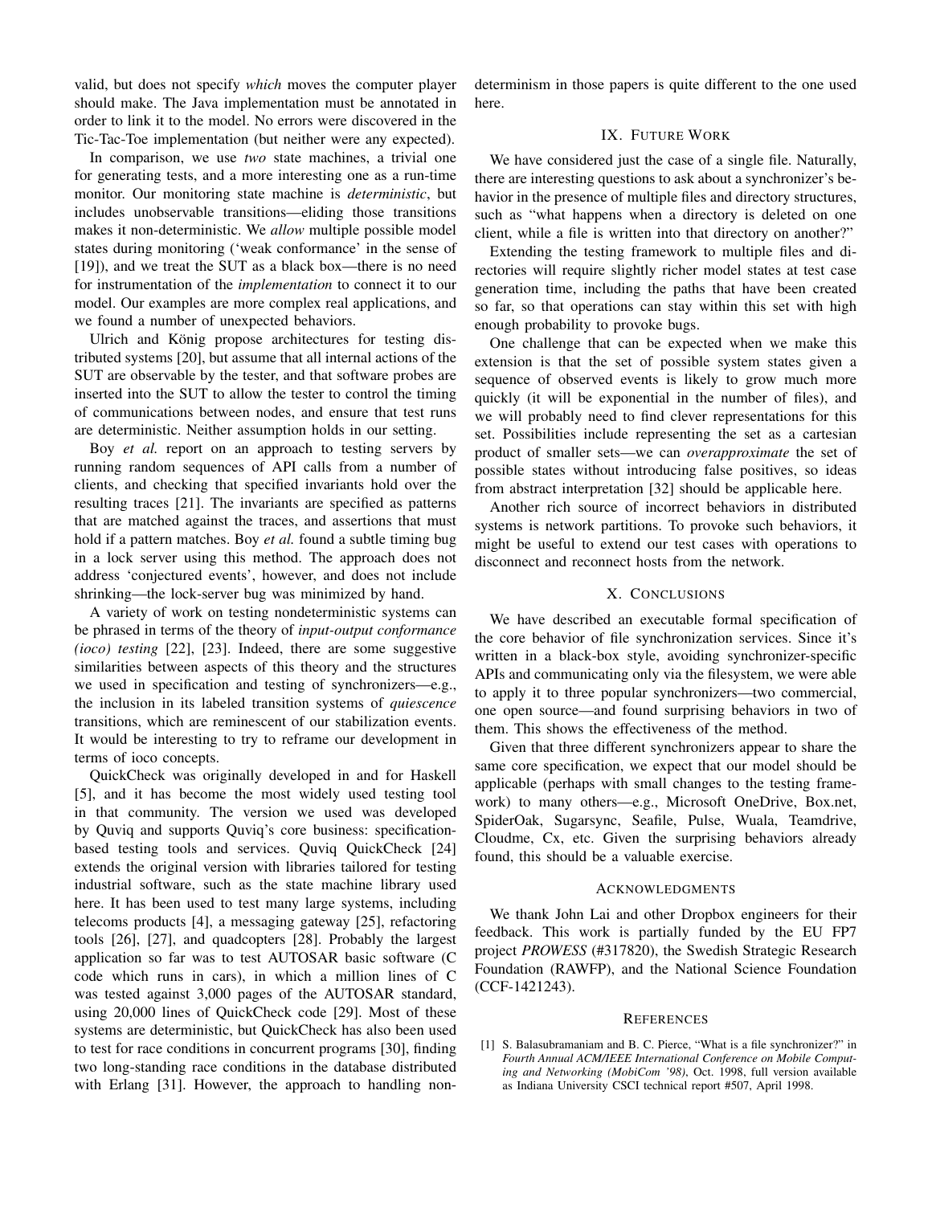valid, but does not specify *which* moves the computer player should make. The Java implementation must be annotated in order to link it to the model. No errors were discovered in the Tic-Tac-Toe implementation (but neither were any expected).

In comparison, we use *two* state machines, a trivial one for generating tests, and a more interesting one as a run-time monitor. Our monitoring state machine is *deterministic*, but includes unobservable transitions—eliding those transitions makes it non-deterministic. We *allow* multiple possible model states during monitoring ('weak conformance' in the sense of [19]), and we treat the SUT as a black box—there is no need for instrumentation of the *implementation* to connect it to our model. Our examples are more complex real applications, and we found a number of unexpected behaviors.

Ulrich and König propose architectures for testing distributed systems [20], but assume that all internal actions of the SUT are observable by the tester, and that software probes are inserted into the SUT to allow the tester to control the timing of communications between nodes, and ensure that test runs are deterministic. Neither assumption holds in our setting.

Boy *et al.* report on an approach to testing servers by running random sequences of API calls from a number of clients, and checking that specified invariants hold over the resulting traces [21]. The invariants are specified as patterns that are matched against the traces, and assertions that must hold if a pattern matches. Boy *et al.* found a subtle timing bug in a lock server using this method. The approach does not address 'conjectured events', however, and does not include shrinking—the lock-server bug was minimized by hand.

A variety of work on testing nondeterministic systems can be phrased in terms of the theory of *input-output conformance (ioco) testing* [22], [23]. Indeed, there are some suggestive similarities between aspects of this theory and the structures we used in specification and testing of synchronizers—e.g., the inclusion in its labeled transition systems of *quiescence* transitions, which are reminescent of our stabilization events. It would be interesting to try to reframe our development in terms of ioco concepts.

QuickCheck was originally developed in and for Haskell [5], and it has become the most widely used testing tool in that community. The version we used was developed by Quviq and supports Quviq's core business: specification-based testing tools and services. Quviq QuickCheck [24] extends the original version with libraries tailored for testing industrial software, such as the state machine library used here. It has been used to test many large systems, including telecoms products [4], a messaging gateway [25], refactoring tools [26], [27], and quadcopters [28]. Probably the largest application so far was to test AUTOSAR basic software (C code which runs in cars), in which a million lines of C was tested against 3,000 pages of the AUTOSAR standard, using 20,000 lines of QuickCheck code [29]. Most of these systems are deterministic, but QuickCheck has also been used to test for race conditions in concurrent programs [30], finding two long-standing race conditions in the database distributed with Erlang [31]. However, the approach to handling non-determinism in those papers is quite different to the one used here.

## IX. Future Work

We have considered just the case of a single file. Naturally, there are interesting questions to ask about a synchronizer's behavior in the presence of multiple files and directory structures, such as "what happens when a directory is deleted on one client, while a file is written into that directory on another?"

Extending the testing framework to multiple files and directories will require slightly richer model states at test case generation time, including the paths that have been created so far, so that operations can stay within this set with high enough probability to provoke bugs.

One challenge that can be expected when we make this extension is that the set of possible system states given a sequence of observed events is likely to grow much more quickly (it will be exponential in the number of files), and we will probably need to find clever representations for this set. Possibilities include representing the set as a cartesian product of smaller sets—we can *overapproximate* the set of possible states without introducing false positives, so ideas from abstract interpretation [32] should be applicable here.

Another rich source of incorrect behaviors in distributed systems is network partitions. To provoke such behaviors, it might be useful to extend our test cases with operations to disconnect and reconnect hosts from the network.

## X. Conclusions

We have described an executable formal specification of the core behavior of file synchronization services. Since it's written in a black-box style, avoiding synchronizer-specific APIs and communicating only via the filesystem, we were able to apply it to three popular synchronizers—two commercial, one open source—and found surprising behaviors in two of them. This shows the effectiveness of the method.

Given that three different synchronizers appear to share the same core specification, we expect that our model should be applicable (perhaps with small changes to the testing framework) to many others—e.g., Microsoft OneDrive, Box.net, SpiderOak, Sugarsync, Seafile, Pulse, Wuala, Teamdrive, Cloudme, Cx, etc. Given the surprising behaviors already found, this should be a valuable exercise.

## Acknowledgments

We thank John Lai and other Dropbox engineers for their feedback. This work is partially funded by the EU FP7 project *PROWESS* (#317820), the Swedish Strategic Research Foundation (RAWFP), and the National Science Foundation (CCF-1421243).

## References

[1] S. Balasubramaniam and B. C. Pierce, "What is a file synchronizer?" in *Fourth Annual ACM/IEEE International Conference on Mobile Computing and Networking (MobiCom '98)*, Oct. 1998, full version available as Indiana University CSCI technical report #507, April 1998.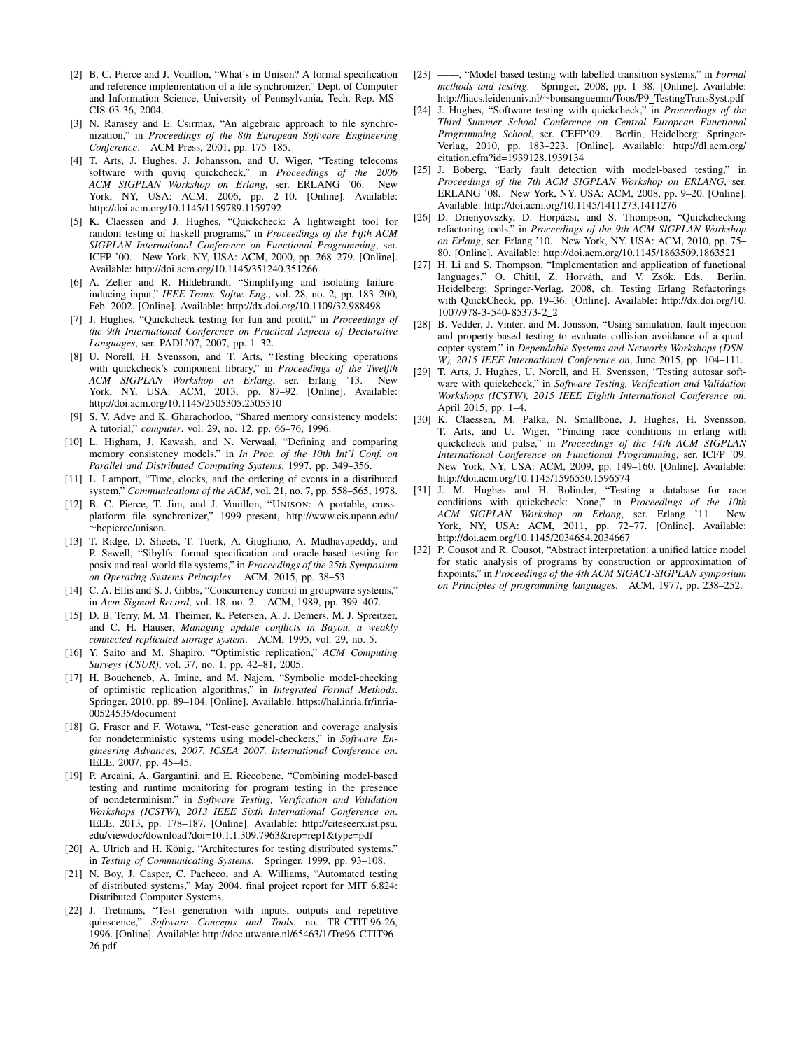[2] B. C. Pierce and J. Vouillon, "What's in Unison? A formal specification and reference implementation of a file synchronizer," Dept. of Computer and Information Science, University of Pennsylvania, Tech. Rep. MS-CIS-03-36, 2004.

[3] N. Ramsey and E. Csirmaz, "An algebraic approach to file synchronization," in *Proceedings of the 8th European Software Engineering Conference*. ACM Press, 2001, pp. 175–185.

[4] T. Arts, J. Hughes, J. Johansson, and U. Wiger, "Testing telecoms software with quviq quickcheck," in *Proceedings of the 2006 ACM SIGPLAN Workshop on Erlang*, ser. ERLANG '06. New York, NY, USA: ACM, 2006, pp. 2–10. [Online]. Available: http://doi.acm.org/10.1145/1159789.1159792

[5] K. Claessen and J. Hughes, "Quickcheck: A lightweight tool for random testing of haskell programs," in *Proceedings of the Fifth ACM SIGPLAN International Conference on Functional Programming*, ser. ICFP '00. New York, NY, USA: ACM, 2000, pp. 268–279. [Online]. Available: http://doi.acm.org/10.1145/351240.351266

[6] A. Zeller and R. Hildebrandt, "Simplifying and isolating failure-inducing input," *IEEE Trans. Softw. Eng.*, vol. 28, no. 2, pp. 183–200, Feb. 2002. [Online]. Available: http://dx.doi.org/10.1109/32.988498

[7] J. Hughes, "Quickcheck testing for fun and profit," in *Proceedings of the 9th International Conference on Practical Aspects of Declarative Languages*, ser. PADL'07, 2007, pp. 1–32.

[8] U. Norell, H. Svensson, and T. Arts, "Testing blocking operations with quickcheck's component library," in *Proceedings of the Twelfth ACM SIGPLAN Workshop on Erlang*, ser. Erlang '13. New York, NY, USA: ACM, 2013, pp. 87–92. [Online]. Available: http://doi.acm.org/10.1145/2505305.2505310

[9] S. V. Adve and K. Gharachorloo, "Shared memory consistency models: A tutorial," *computer*, vol. 29, no. 12, pp. 66–76, 1996.

[10] L. Higham, J. Kawash, and N. Verwaal, "Defining and comparing memory consistency models," in *In Proc. of the 10th Int'l Conf. on Parallel and Distributed Computing Systems*, 1997, pp. 349–356.

[11] L. Lamport, "Time, clocks, and the ordering of events in a distributed system," *Communications of the ACM*, vol. 21, no. 7, pp. 558–565, 1978.

[12] B. C. Pierce, T. Jim, and J. Vouillon, "UNISON: A portable, cross-platform file synchronizer," 1999–present, http://www.cis.upenn.edu/~bcpierce/unison.

[13] T. Ridge, D. Sheets, T. Tuerk, A. Giugliano, A. Madhavapeddy, and P. Sewell, "Sibylfs: formal specification and oracle-based testing for posix and real-world file systems," in *Proceedings of the 25th Symposium on Operating Systems Principles*. ACM, 2015, pp. 38–53.

[14] C. A. Ellis and S. J. Gibbs, "Concurrency control in groupware systems," in *Acm Sigmod Record*, vol. 18, no. 2. ACM, 1989, pp. 399–407.

[15] D. B. Terry, M. M. Theimer, K. Petersen, A. J. Demers, M. J. Spreitzer, and C. H. Hauser, *Managing update conflicts in Bayou, a weakly connected replicated storage system*. ACM, 1995, vol. 29, no. 5.

[16] Y. Saito and M. Shapiro, "Optimistic replication," *ACM Computing Surveys (CSUR)*, vol. 37, no. 1, pp. 42–81, 2005.

[17] H. Boucheneb, A. Imine, and M. Najem, "Symbolic model-checking of optimistic replication algorithms," in *Integrated Formal Methods*. Springer, 2010, pp. 89–104. [Online]. Available: https://hal.inria.fr/inria-00524535/document

[18] G. Fraser and F. Wotawa, "Test-case generation and coverage analysis for nondeterministic systems using model-checkers," in *Software Engineering Advances, 2007. ICSEA 2007. International Conference on*. IEEE, 2007, pp. 45–45.

[19] P. Arcaini, A. Gargantini, and E. Riccobene, "Combining model-based testing and runtime monitoring for program testing in the presence of nondeterminism," in *Software Testing, Verification and Validation Workshops (ICSTW), 2013 IEEE Sixth International Conference on*. IEEE, 2013, pp. 178–187. [Online]. Available: http://citeseerx.ist.psu.edu/viewdoc/download?doi=10.1.1.309.7963&rep=rep1&type=pdf

[20] A. Ulrich and H. König, "Architectures for testing distributed systems," in *Testing of Communicating Systems*. Springer, 1999, pp. 93–108.

[21] N. Boy, J. Casper, C. Pacheco, and A. Williams, "Automated testing of distributed systems," May 2004, final project report for MIT 6.824: Distributed Computer Systems.

[22] J. Tretmans, "Test generation with inputs, outputs and repetitive quiescence," *Software—Concepts and Tools*, no. TR-CTIT-96-26, 1996. [Online]. Available: http://doc.utwente.nl/65463/1/Tre96-CTIT96-26.pdf

[23] ——, "Model based testing with labelled transition systems," in *Formal methods and testing*. Springer, 2008, pp. 1–38. [Online]. Available: http://liacs.leidenuniv.nl/~bonsanguemm/Toos/P9_TestingTransSyst.pdf

[24] J. Hughes, "Software testing with quickcheck," in *Proceedings of the Third Summer School Conference on Central European Functional Programming School*, ser. CEFP'09. Berlin, Heidelberg: Springer-Verlag, 2010, pp. 183–223. [Online]. Available: http://dl.acm.org/citation.cfm?id=1939128.1939134

[25] J. Boberg, "Early fault detection with model-based testing," in *Proceedings of the 7th ACM SIGPLAN Workshop on ERLANG*, ser. ERLANG '08. New York, NY, USA: ACM, 2008, pp. 9–20. [Online]. Available: http://doi.acm.org/10.1145/1411273.1411276

[26] D. Drienyovszky, D. Horpácsi, and S. Thompson, "Quickchecking refactoring tools," in *Proceedings of the 9th ACM SIGPLAN Workshop on Erlang*, ser. Erlang '10. New York, NY, USA: ACM, 2010, pp. 75–80. [Online]. Available: http://doi.acm.org/10.1145/1863509.1863521

[27] H. Li and S. Thompson, "Implementation and application of functional languages," O. Chitil, Z. Horváth, and V. Zsók, Eds. Berlin, Heidelberg: Springer-Verlag, 2008, ch. Testing Erlang Refactorings with QuickCheck, pp. 19–36. [Online]. Available: http://dx.doi.org/10.1007/978-3-540-85373-2_2

[28] B. Vedder, J. Vinter, and M. Jonsson, "Using simulation, fault injection and property-based testing to evaluate collision avoidance of a quadcopter system," in *Dependable Systems and Networks Workshops (DSN-W), 2015 IEEE International Conference on*, June 2015, pp. 104–111.

[29] T. Arts, J. Hughes, U. Norell, and H. Svensson, "Testing autosar software with quickcheck," in *Software Testing, Verification and Validation Workshops (ICSTW), 2015 IEEE Eighth International Conference on*, April 2015, pp. 1–4.

[30] K. Claessen, M. Palka, N. Smallbone, J. Hughes, H. Svensson, T. Arts, and U. Wiger, "Finding race conditions in erlang with quickcheck and pulse," in *Proceedings of the 14th ACM SIGPLAN International Conference on Functional Programming*, ser. ICFP '09. New York, NY, USA: ACM, 2009, pp. 149–160. [Online]. Available: http://doi.acm.org/10.1145/1596550.1596574

[31] J. M. Hughes and H. Bolinder, "Testing a database for race conditions with quickcheck: None," in *Proceedings of the 10th ACM SIGPLAN Workshop on Erlang*, ser. Erlang '11. New York, NY, USA: ACM, 2011, pp. 72–77. [Online]. Available: http://doi.acm.org/10.1145/2034654.2034667

[32] P. Cousot and R. Cousot, "Abstract interpretation: a unified lattice model for static analysis of programs by construction or approximation of fixpoints," in *Proceedings of the 4th ACM SIGACT-SIGPLAN symposium on Principles of programming languages*. ACM, 1977, pp. 238–252.